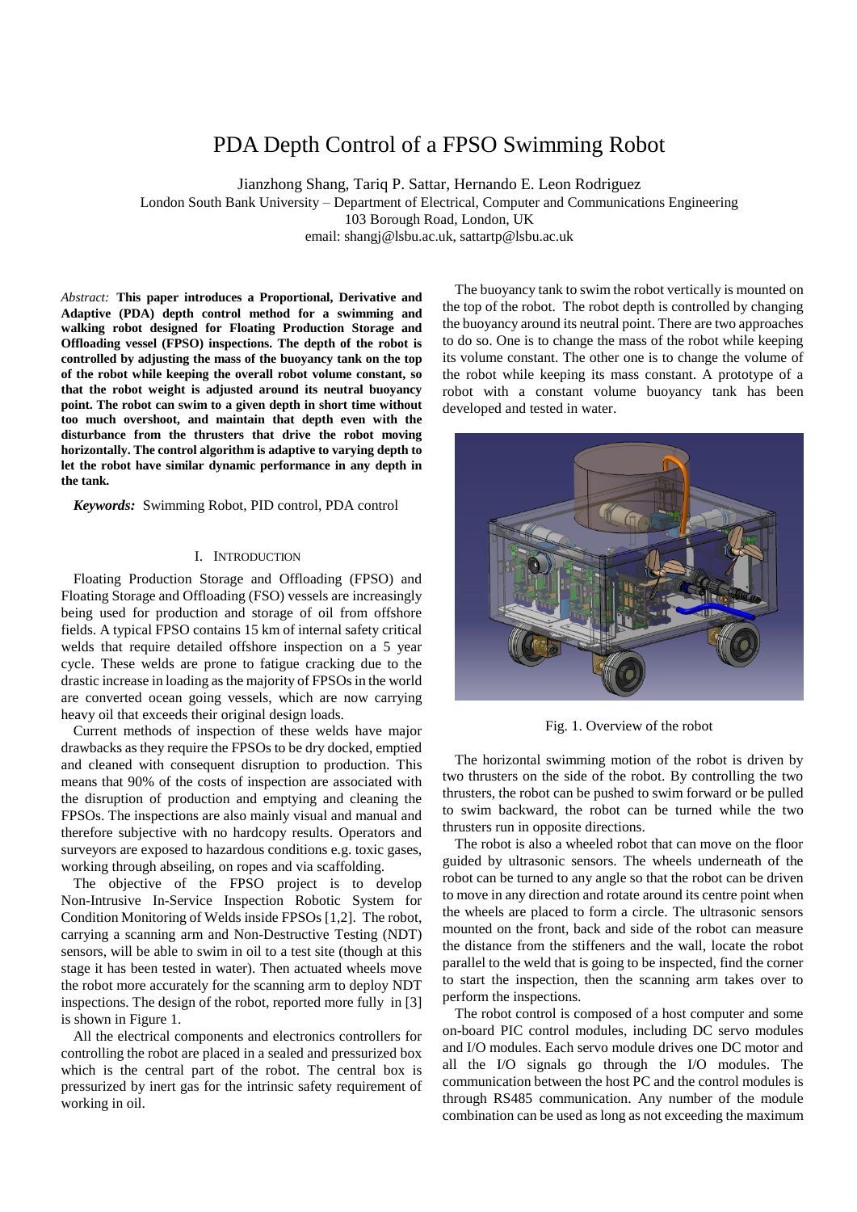# PDA Depth Control of a FPSO Swimming Robot

Jianzhong Shang, Tariq P. Sattar, Hernando E. Leon Rodriguez
London South Bank University – Department of Electrical, Computer and Communications Engineering
103 Borough Road, London, UK
email: shangj@lsbu.ac.uk, sattartp@lsbu.ac.uk

*Abstract:* **This paper introduces a Proportional, Derivative and Adaptive (PDA) depth control method for a swimming and walking robot designed for Floating Production Storage and Offloading vessel (FPSO) inspections. The depth of the robot is controlled by adjusting the mass of the buoyancy tank on the top of the robot while keeping the overall robot volume constant, so that the robot weight is adjusted around its neutral buoyancy point. The robot can swim to a given depth in short time without too much overshoot, and maintain that depth even with the disturbance from the thrusters that drive the robot moving horizontally. The control algorithm is adaptive to varying depth to let the robot have similar dynamic performance in any depth in the tank.**

***Keywords:*** Swimming Robot, PID control, PDA control

## I. Introduction

Floating Production Storage and Offloading (FPSO) and Floating Storage and Offloading (FSO) vessels are increasingly being used for production and storage of oil from offshore fields. A typical FPSO contains 15 km of internal safety critical welds that require detailed offshore inspection on a 5 year cycle. These welds are prone to fatigue cracking due to the drastic increase in loading as the majority of FPSOs in the world are converted ocean going vessels, which are now carrying heavy oil that exceeds their original design loads.

Current methods of inspection of these welds have major drawbacks as they require the FPSOs to be dry docked, emptied and cleaned with consequent disruption to production. This means that 90% of the costs of inspection are associated with the disruption of production and emptying and cleaning the FPSOs. The inspections are also mainly visual and manual and therefore subjective with no hardcopy results. Operators and surveyors are exposed to hazardous conditions e.g. toxic gases, working through abseiling, on ropes and via scaffolding.

The objective of the FPSO project is to develop Non-Intrusive In-Service Inspection Robotic System for Condition Monitoring of Welds inside FPSOs [1,2]. The robot, carrying a scanning arm and Non-Destructive Testing (NDT) sensors, will be able to swim in oil to a test site (though at this stage it has been tested in water). Then actuated wheels move the robot more accurately for the scanning arm to deploy NDT inspections. The design of the robot, reported more fully in [3] is shown in Figure 1.

All the electrical components and electronics controllers for controlling the robot are placed in a sealed and pressurized box which is the central part of the robot. The central box is pressurized by inert gas for the intrinsic safety requirement of working in oil.

The buoyancy tank to swim the robot vertically is mounted on the top of the robot. The robot depth is controlled by changing the buoyancy around its neutral point. There are two approaches to do so. One is to change the mass of the robot while keeping its volume constant. The other one is to change the volume of the robot while keeping its mass constant. A prototype of a robot with a constant volume buoyancy tank has been developed and tested in water.

Fig. 1. Overview of the robot

The horizontal swimming motion of the robot is driven by two thrusters on the side of the robot. By controlling the two thrusters, the robot can be pushed to swim forward or be pulled to swim backward, the robot can be turned while the two thrusters run in opposite directions.

The robot is also a wheeled robot that can move on the floor guided by ultrasonic sensors. The wheels underneath of the robot can be turned to any angle so that the robot can be driven to move in any direction and rotate around its centre point when the wheels are placed to form a circle. The ultrasonic sensors mounted on the front, back and side of the robot can measure the distance from the stiffeners and the wall, locate the robot parallel to the weld that is going to be inspected, find the corner to start the inspection, then the scanning arm takes over to perform the inspections.

The robot control is composed of a host computer and some on-board PIC control modules, including DC servo modules and I/O modules. Each servo module drives one DC motor and all the I/O signals go through the I/O modules. The communication between the host PC and the control modules is through RS485 communication. Any number of the module combination can be used as long as not exceeding the maximum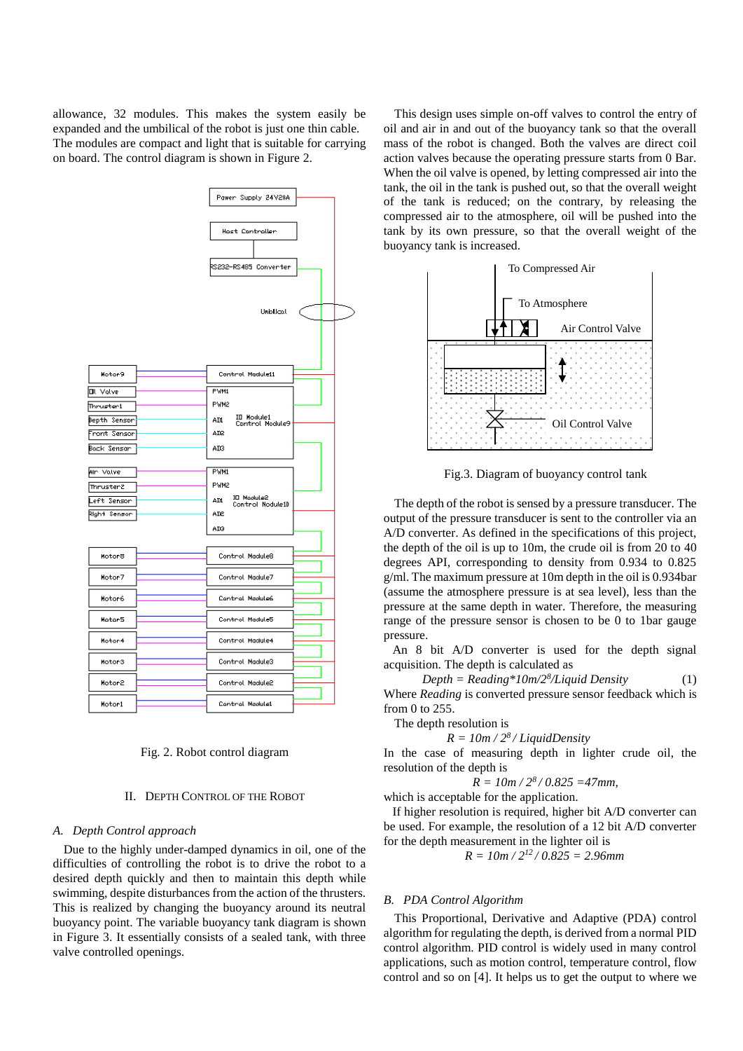allowance, 32 modules. This makes the system easily be expanded and the umbilical of the robot is just one thin cable. The modules are compact and light that is suitable for carrying on board. The control diagram is shown in Figure 2.

Fig. 2. Robot control diagram

## II. Depth Control of the Robot

### A. Depth Control approach

Due to the highly under-damped dynamics in oil, one of the difficulties of controlling the robot is to drive the robot to a desired depth quickly and then to maintain this depth while swimming, despite disturbances from the action of the thrusters. This is realized by changing the buoyancy around its neutral buoyancy point. The variable buoyancy tank diagram is shown in Figure 3. It essentially consists of a sealed tank, with three valve controlled openings.

This design uses simple on-off valves to control the entry of oil and air in and out of the buoyancy tank so that the overall mass of the robot is changed. Both the valves are direct coil action valves because the operating pressure starts from 0 Bar. When the oil valve is opened, by letting compressed air into the tank, the oil in the tank is pushed out, so that the overall weight of the tank is reduced; on the contrary, by releasing the compressed air to the atmosphere, oil will be pushed into the tank by its own pressure, so that the overall weight of the buoyancy tank is increased.

Fig.3. Diagram of buoyancy control tank

The depth of the robot is sensed by a pressure transducer. The output of the pressure transducer is sent to the controller via an A/D converter. As defined in the specifications of this project, the depth of the oil is up to 10m, the crude oil is from 20 to 40 degrees API, corresponding to density from 0.934 to 0.825 g/ml. The maximum pressure at 10m depth in the oil is 0.934bar (assume the atmosphere pressure is at sea level), less than the pressure at the same depth in water. Therefore, the measuring range of the pressure sensor is chosen to be 0 to 1bar gauge pressure.

An 8 bit A/D converter is used for the depth signal acquisition. The depth is calculated as

$$Depth = Reading*10m/2^8/Liquid\ Density \qquad (1)$$

Where *Reading* is converted pressure sensor feedback which is from 0 to 255.

The depth resolution is

$$R = 10m / 2^8 / LiquidDensity$$

In the case of measuring depth in lighter crude oil, the resolution of the depth is

$$R = 10m / 2^8 / 0.825 = 47mm,$$

which is acceptable for the application.

If higher resolution is required, higher bit A/D converter can be used. For example, the resolution of a 12 bit A/D converter for the depth measurement in the lighter oil is

$$R = 10m / 2^{12} / 0.825 = 2.96mm$$

### B. PDA Control Algorithm

This Proportional, Derivative and Adaptive (PDA) control algorithm for regulating the depth, is derived from a normal PID control algorithm. PID control is widely used in many control applications, such as motion control, temperature control, flow control and so on [4]. It helps us to get the output to where we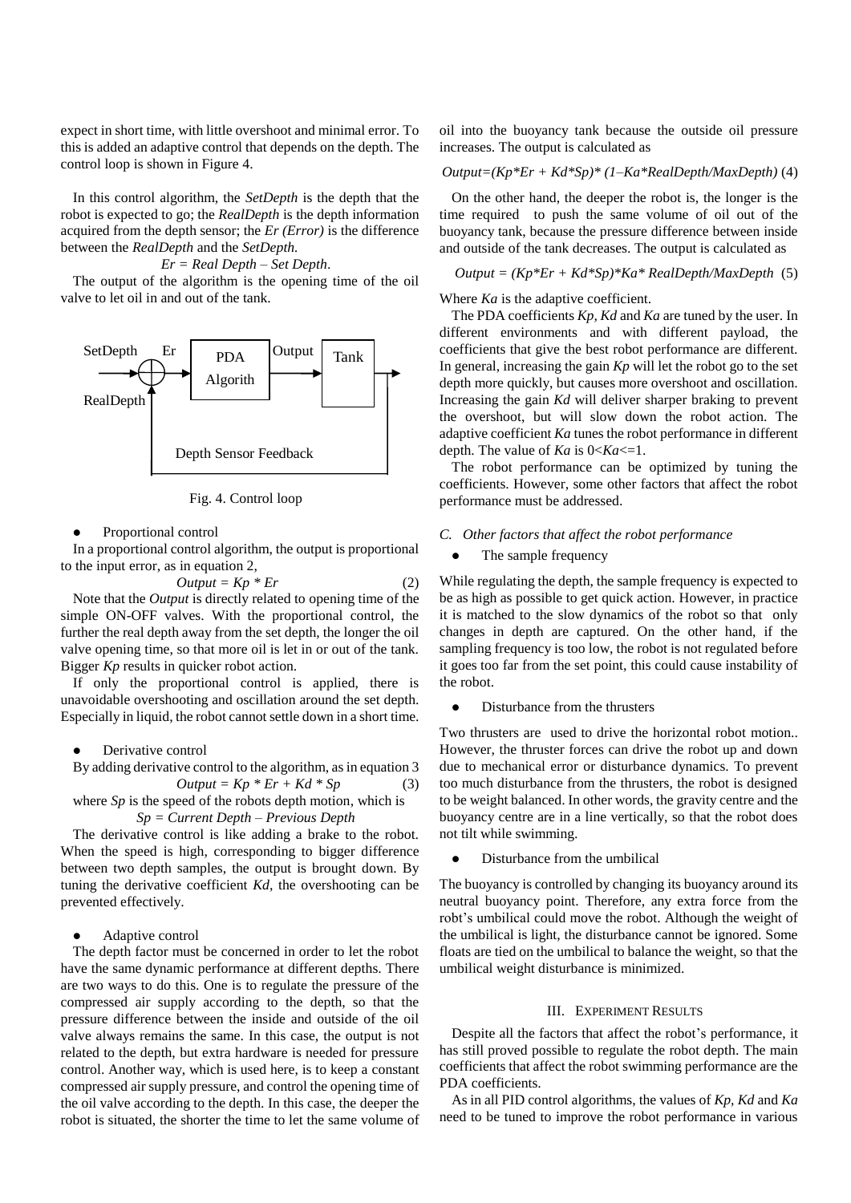expect in short time, with little overshoot and minimal error. To this is added an adaptive control that depends on the depth. The control loop is shown in Figure 4.

In this control algorithm, the *SetDepth* is the depth that the robot is expected to go; the *RealDepth* is the depth information acquired from the depth sensor; the *Er (Error)* is the difference between the *RealDepth* and the *SetDepth.*

$$Er = Real\ Depth - Set\ Depth.$$

The output of the algorithm is the opening time of the oil valve to let oil in and out of the tank.

SetDepth, Er, PDA Algorith, Output, Tank, RealDepth, Depth Sensor Feedback

Fig. 4. Control loop

- Proportional control

In a proportional control algorithm, the output is proportional to the input error, as in equation 2,

$$Output = Kp * Er \tag{2}$$

Note that the *Output* is directly related to opening time of the simple ON-OFF valves. With the proportional control, the further the real depth away from the set depth, the longer the oil valve opening time, so that more oil is let in or out of the tank. Bigger *Kp* results in quicker robot action.

If only the proportional control is applied, there is unavoidable overshooting and oscillation around the set depth. Especially in liquid, the robot cannot settle down in a short time.

- Derivative control

By adding derivative control to the algorithm, as in equation 3

$$Output = Kp * Er + Kd * Sp \tag{3}$$

where *Sp* is the speed of the robots depth motion, which is

$$Sp = Current\ Depth - Previous\ Depth$$

The derivative control is like adding a brake to the robot. When the speed is high, corresponding to bigger difference between two depth samples, the output is brought down. By tuning the derivative coefficient *Kd*, the overshooting can be prevented effectively.

- Adaptive control

The depth factor must be concerned in order to let the robot have the same dynamic performance at different depths. There are two ways to do this. One is to regulate the pressure of the compressed air supply according to the depth, so that the pressure difference between the inside and outside of the oil valve always remains the same. In this case, the output is not related to the depth, but extra hardware is needed for pressure control. Another way, which is used here, is to keep a constant compressed air supply pressure, and control the opening time of the oil valve according to the depth. In this case, the deeper the robot is situated, the shorter the time to let the same volume of oil into the buoyancy tank because the outside oil pressure increases. The output is calculated as

$$Output=(Kp*Er + Kd*Sp)* (1 - Ka*RealDepth/MaxDepth) \tag{4}$$

On the other hand, the deeper the robot is, the longer is the time required to push the same volume of oil out of the buoyancy tank, because the pressure difference between inside and outside of the tank decreases. The output is calculated as

$$Output = (Kp*Er + Kd*Sp)*Ka* RealDepth/MaxDepth \tag{5}$$

Where *Ka* is the adaptive coefficient.

The PDA coefficients *Kp, Kd* and *Ka* are tuned by the user. In different environments and with different payload, the coefficients that give the best robot performance are different. In general, increasing the gain *Kp* will let the robot go to the set depth more quickly, but causes more overshoot and oscillation. Increasing the gain *Kd* will deliver sharper braking to prevent the overshoot, but will slow down the robot action. The adaptive coefficient *Ka* tunes the robot performance in different depth. The value of *Ka* is $0<Ka<=1$.

The robot performance can be optimized by tuning the coefficients. However, some other factors that affect the robot performance must be addressed.

### C. Other factors that affect the robot performance

- The sample frequency

While regulating the depth, the sample frequency is expected to be as high as possible to get quick action. However, in practice it is matched to the slow dynamics of the robot so that only changes in depth are captured. On the other hand, if the sampling frequency is too low, the robot is not regulated before it goes too far from the set point, this could cause instability of the robot.

- Disturbance from the thrusters

Two thrusters are used to drive the horizontal robot motion.. However, the thruster forces can drive the robot up and down due to mechanical error or disturbance dynamics. To prevent too much disturbance from the thrusters, the robot is designed to be weight balanced. In other words, the gravity centre and the buoyancy centre are in a line vertically, so that the robot does not tilt while swimming.

- Disturbance from the umbilical

The buoyancy is controlled by changing its buoyancy around its neutral buoyancy point. Therefore, any extra force from the robt's umbilical could move the robot. Although the weight of the umbilical is light, the disturbance cannot be ignored. Some floats are tied on the umbilical to balance the weight, so that the umbilical weight disturbance is minimized.

## III. Experiment Results

Despite all the factors that affect the robot's performance, it has still proved possible to regulate the robot depth. The main coefficients that affect the robot swimming performance are the PDA coefficients.

As in all PID control algorithms, the values of *Kp, Kd* and *Ka* need to be tuned to improve the robot performance in various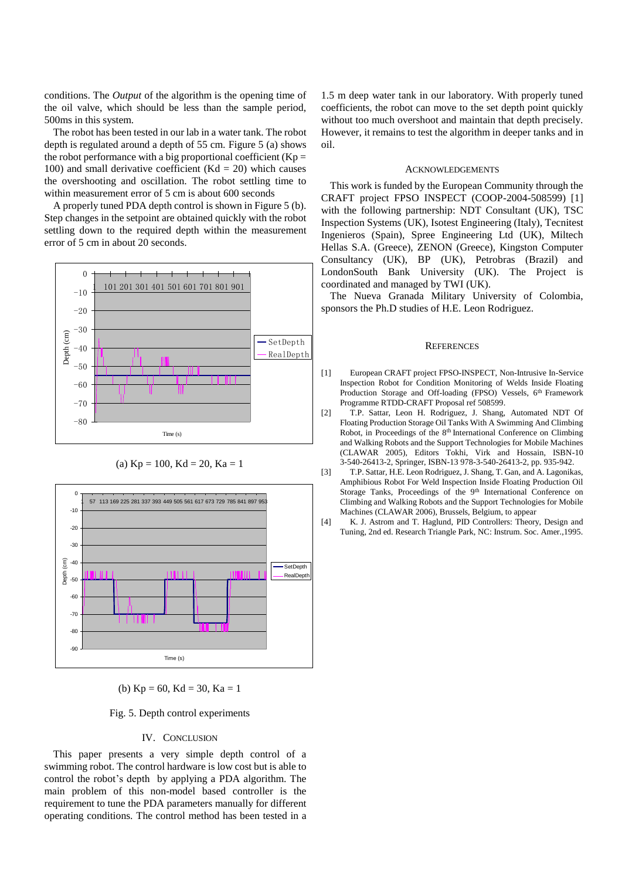conditions. The *Output* of the algorithm is the opening time of the oil valve, which should be less than the sample period, 500ms in this system.

The robot has been tested in our lab in a water tank. The robot depth is regulated around a depth of 55 cm. Figure 5 (a) shows the robot performance with a big proportional coefficient (Kp = 100) and small derivative coefficient (Kd = 20) which causes the overshooting and oscillation. The robot settling time to within measurement error of 5 cm is about 600 seconds

A properly tuned PDA depth control is shown in Figure 5 (b). Step changes in the setpoint are obtained quickly with the robot settling down to the required depth within the measurement error of 5 cm in about 20 seconds.

0
−10
−20
−30
−40
−50
−60
−70
−80
101 201 301 401 501 601 701 801 901
Depth (cm)
Time (s)
SetDepth
RealDepth

(a) Kp = 100, Kd = 20, Ka = 1

0
-10
-20
-30
-40
-50
-60
-70
-80
-90
1 57 113 169 225 281 337 393 449 505 561 617 673 729 785 841 897 953
Depth (cm)
Time (s)
SetDepth
RealDepth

(b) Kp = 60, Kd = 30, Ka = 1

Fig. 5. Depth control experiments

## IV. Conclusion

This paper presents a very simple depth control of a swimming robot. The control hardware is low cost but is able to control the robot's depth by applying a PDA algorithm. The main problem of this non-model based controller is the requirement to tune the PDA parameters manually for different operating conditions. The control method has been tested in a 1.5 m deep water tank in our laboratory. With properly tuned coefficients, the robot can move to the set depth point quickly without too much overshoot and maintain that depth precisely. However, it remains to test the algorithm in deeper tanks and in oil.

## Acknowledgements

This work is funded by the European Community through the CRAFT project FPSO INSPECT (COOP-2004-508599) [1] with the following partnership: NDT Consultant (UK), TSC Inspection Systems (UK), Isotest Engineering (Italy), Tecnitest Ingenieros (Spain), Spree Engineering Ltd (UK), Miltech Hellas S.A. (Greece), ZENON (Greece), Kingston Computer Consultancy (UK), BP (UK), Petrobras (Brazil) and LondonSouth Bank University (UK). The Project is coordinated and managed by TWI (UK).

The Nueva Granada Military University of Colombia, sponsors the Ph.D studies of H.E. Leon Rodriguez.

## References

[1] European CRAFT project FPSO-INSPECT, Non-Intrusive In-Service Inspection Robot for Condition Monitoring of Welds Inside Floating Production Storage and Off-loading (FPSO) Vessels, 6th Framework Programme RTDD-CRAFT Proposal ref 508599.

[2] T.P. Sattar, Leon H. Rodriguez, J. Shang, Automated NDT Of Floating Production Storage Oil Tanks With A Swimming And Climbing Robot, in Proceedings of the 8th International Conference on Climbing and Walking Robots and the Support Technologies for Mobile Machines (CLAWAR 2005), Editors Tokhi, Virk and Hossain, ISBN-10 3-540-26413-2, Springer, ISBN-13 978-3-540-26413-2, pp. 935-942.

[3] T.P. Sattar, H.E. Leon Rodriguez, J. Shang, T. Gan, and A. Lagonikas, Amphibious Robot For Weld Inspection Inside Floating Production Oil Storage Tanks, Proceedings of the 9th International Conference on Climbing and Walking Robots and the Support Technologies for Mobile Machines (CLAWAR 2006), Brussels, Belgium, to appear

[4] K. J. Astrom and T. Haglund, PID Controllers: Theory, Design and Tuning, 2nd ed. Research Triangle Park, NC: Instrum. Soc. Amer.,1995.